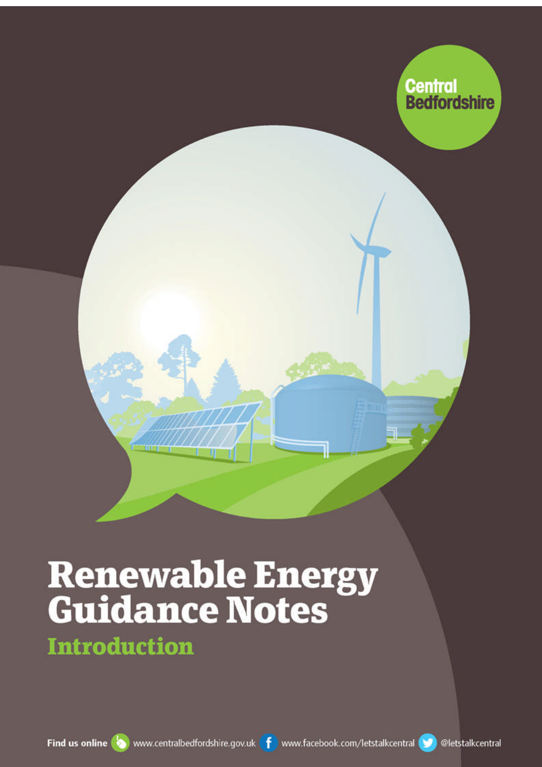Central Bedfordshire

# Renewable Energy Guidance Notes

## Introduction

Find us online www.centralbedfordshire.gov.uk www.facebook.com/letstalkcentral @letstalkcentral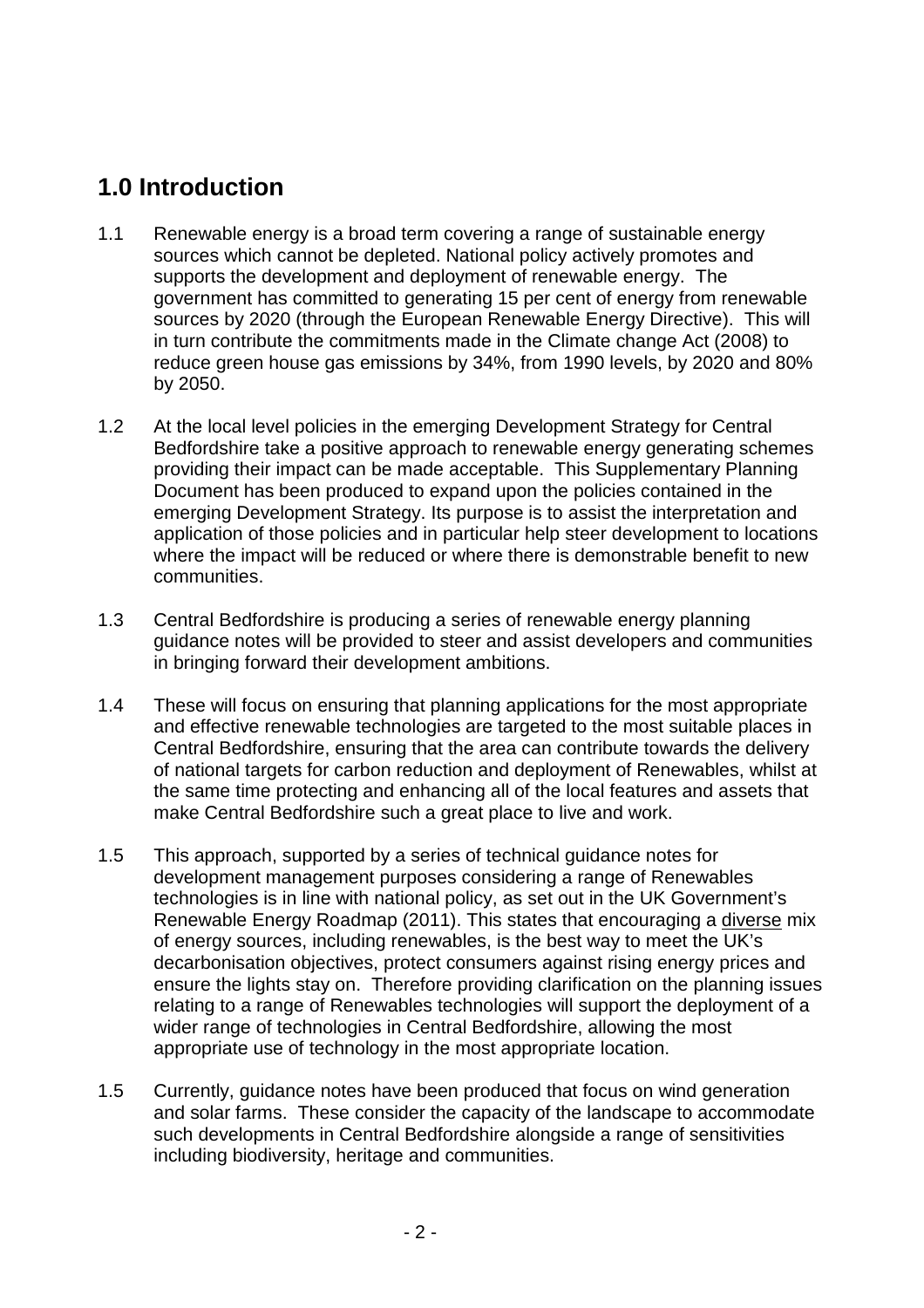## 1.0 Introduction

1.1 Renewable energy is a broad term covering a range of sustainable energy sources which cannot be depleted. National policy actively promotes and supports the development and deployment of renewable energy. The government has committed to generating 15 per cent of energy from renewable sources by 2020 (through the European Renewable Energy Directive). This will in turn contribute the commitments made in the Climate change Act (2008) to reduce green house gas emissions by 34%, from 1990 levels, by 2020 and 80% by 2050.

1.2 At the local level policies in the emerging Development Strategy for Central Bedfordshire take a positive approach to renewable energy generating schemes providing their impact can be made acceptable. This Supplementary Planning Document has been produced to expand upon the policies contained in the emerging Development Strategy. Its purpose is to assist the interpretation and application of those policies and in particular help steer development to locations where the impact will be reduced or where there is demonstrable benefit to new communities.

1.3 Central Bedfordshire is producing a series of renewable energy planning guidance notes will be provided to steer and assist developers and communities in bringing forward their development ambitions.

1.4 These will focus on ensuring that planning applications for the most appropriate and effective renewable technologies are targeted to the most suitable places in Central Bedfordshire, ensuring that the area can contribute towards the delivery of national targets for carbon reduction and deployment of Renewables, whilst at the same time protecting and enhancing all of the local features and assets that make Central Bedfordshire such a great place to live and work.

1.5 This approach, supported by a series of technical guidance notes for development management purposes considering a range of Renewables technologies is in line with national policy, as set out in the UK Government's Renewable Energy Roadmap (2011). This states that encouraging a diverse mix of energy sources, including renewables, is the best way to meet the UK's decarbonisation objectives, protect consumers against rising energy prices and ensure the lights stay on. Therefore providing clarification on the planning issues relating to a range of Renewables technologies will support the deployment of a wider range of technologies in Central Bedfordshire, allowing the most appropriate use of technology in the most appropriate location.

1.5 Currently, guidance notes have been produced that focus on wind generation and solar farms. These consider the capacity of the landscape to accommodate such developments in Central Bedfordshire alongside a range of sensitivities including biodiversity, heritage and communities.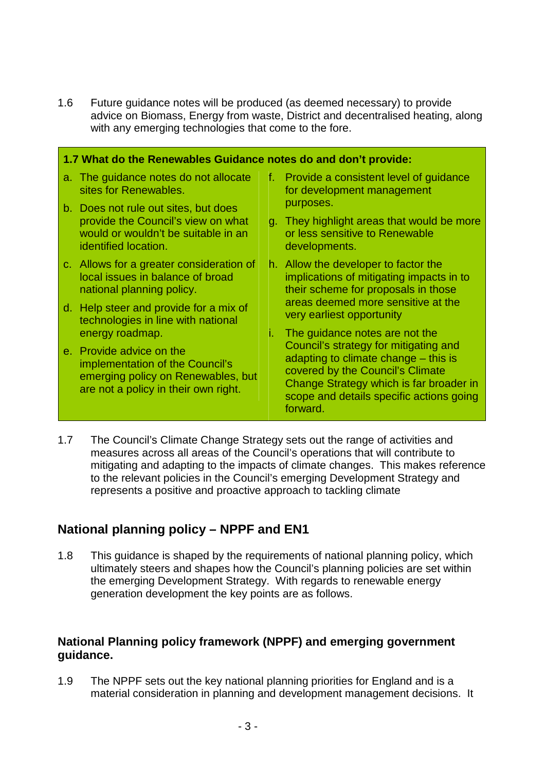1.6 Future guidance notes will be produced (as deemed necessary) to provide advice on Biomass, Energy from waste, District and decentralised heating, along with any emerging technologies that come to the fore.

**1.7 What do the Renewables Guidance notes do and don't provide:**

a. The guidance notes do not allocate sites for Renewables.

b. Does not rule out sites, but does provide the Council's view on what would or wouldn't be suitable in an identified location.

c. Allows for a greater consideration of local issues in balance of broad national planning policy.

d. Help steer and provide for a mix of technologies in line with national energy roadmap.

e. Provide advice on the implementation of the Council's emerging policy on Renewables, but are not a policy in their own right.

f. Provide a consistent level of guidance for development management purposes.

g. They highlight areas that would be more or less sensitive to Renewable developments.

h. Allow the developer to factor the implications of mitigating impacts in to their scheme for proposals in those areas deemed more sensitive at the very earliest opportunity

i. The guidance notes are not the Council's strategy for mitigating and adapting to climate change – this is covered by the Council's Climate Change Strategy which is far broader in scope and details specific actions going forward.

1.7 The Council's Climate Change Strategy sets out the range of activities and measures across all areas of the Council's operations that will contribute to mitigating and adapting to the impacts of climate changes. This makes reference to the relevant policies in the Council's emerging Development Strategy and represents a positive and proactive approach to tackling climate

## National planning policy – NPPF and EN1

1.8 This guidance is shaped by the requirements of national planning policy, which ultimately steers and shapes how the Council's planning policies are set within the emerging Development Strategy. With regards to renewable energy generation development the key points are as follows.

### National Planning policy framework (NPPF) and emerging government guidance.

1.9 The NPPF sets out the key national planning priorities for England and is a material consideration in planning and development management decisions. It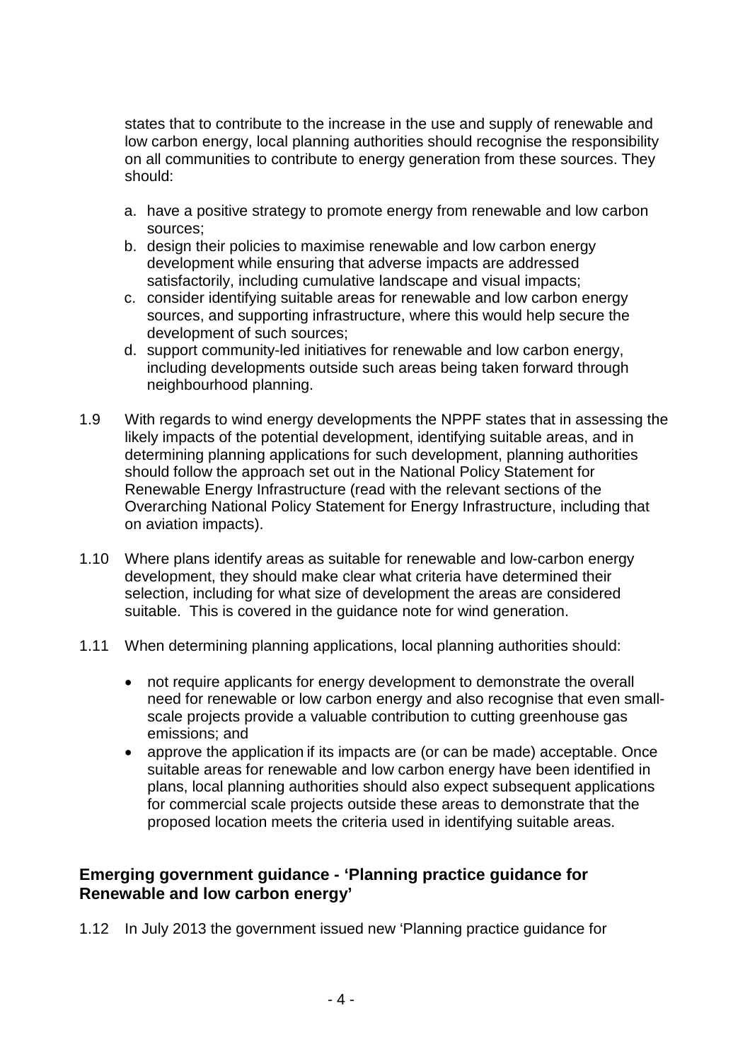states that to contribute to the increase in the use and supply of renewable and low carbon energy, local planning authorities should recognise the responsibility on all communities to contribute to energy generation from these sources. They should:

a. have a positive strategy to promote energy from renewable and low carbon sources;
b. design their policies to maximise renewable and low carbon energy development while ensuring that adverse impacts are addressed satisfactorily, including cumulative landscape and visual impacts;
c. consider identifying suitable areas for renewable and low carbon energy sources, and supporting infrastructure, where this would help secure the development of such sources;
d. support community-led initiatives for renewable and low carbon energy, including developments outside such areas being taken forward through neighbourhood planning.

1.9 With regards to wind energy developments the NPPF states that in assessing the likely impacts of the potential development, identifying suitable areas, and in determining planning applications for such development, planning authorities should follow the approach set out in the National Policy Statement for Renewable Energy Infrastructure (read with the relevant sections of the Overarching National Policy Statement for Energy Infrastructure, including that on aviation impacts).

1.10 Where plans identify areas as suitable for renewable and low-carbon energy development, they should make clear what criteria have determined their selection, including for what size of development the areas are considered suitable. This is covered in the guidance note for wind generation.

1.11 When determining planning applications, local planning authorities should:

- not require applicants for energy development to demonstrate the overall need for renewable or low carbon energy and also recognise that even small-scale projects provide a valuable contribution to cutting greenhouse gas emissions; and
- approve the application if its impacts are (or can be made) acceptable. Once suitable areas for renewable and low carbon energy have been identified in plans, local planning authorities should also expect subsequent applications for commercial scale projects outside these areas to demonstrate that the proposed location meets the criteria used in identifying suitable areas.

## Emerging government guidance - 'Planning practice guidance for Renewable and low carbon energy'

1.12 In July 2013 the government issued new 'Planning practice guidance for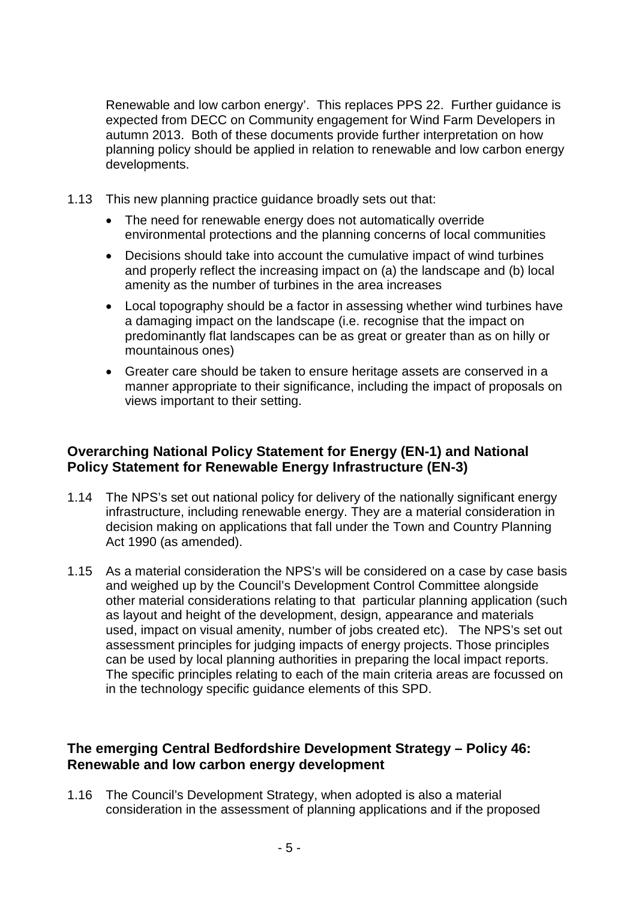Renewable and low carbon energy'. This replaces PPS 22. Further guidance is expected from DECC on Community engagement for Wind Farm Developers in autumn 2013. Both of these documents provide further interpretation on how planning policy should be applied in relation to renewable and low carbon energy developments.

1.13 This new planning practice guidance broadly sets out that:

- The need for renewable energy does not automatically override environmental protections and the planning concerns of local communities
- Decisions should take into account the cumulative impact of wind turbines and properly reflect the increasing impact on (a) the landscape and (b) local amenity as the number of turbines in the area increases
- Local topography should be a factor in assessing whether wind turbines have a damaging impact on the landscape (i.e. recognise that the impact on predominantly flat landscapes can be as great or greater than as on hilly or mountainous ones)
- Greater care should be taken to ensure heritage assets are conserved in a manner appropriate to their significance, including the impact of proposals on views important to their setting.

## Overarching National Policy Statement for Energy (EN-1) and National Policy Statement for Renewable Energy Infrastructure (EN-3)

1.14 The NPS's set out national policy for delivery of the nationally significant energy infrastructure, including renewable energy. They are a material consideration in decision making on applications that fall under the Town and Country Planning Act 1990 (as amended).

1.15 As a material consideration the NPS's will be considered on a case by case basis and weighed up by the Council's Development Control Committee alongside other material considerations relating to that particular planning application (such as layout and height of the development, design, appearance and materials used, impact on visual amenity, number of jobs created etc). The NPS's set out assessment principles for judging impacts of energy projects. Those principles can be used by local planning authorities in preparing the local impact reports. The specific principles relating to each of the main criteria areas are focussed on in the technology specific guidance elements of this SPD.

## The emerging Central Bedfordshire Development Strategy – Policy 46: Renewable and low carbon energy development

1.16 The Council's Development Strategy, when adopted is also a material consideration in the assessment of planning applications and if the proposed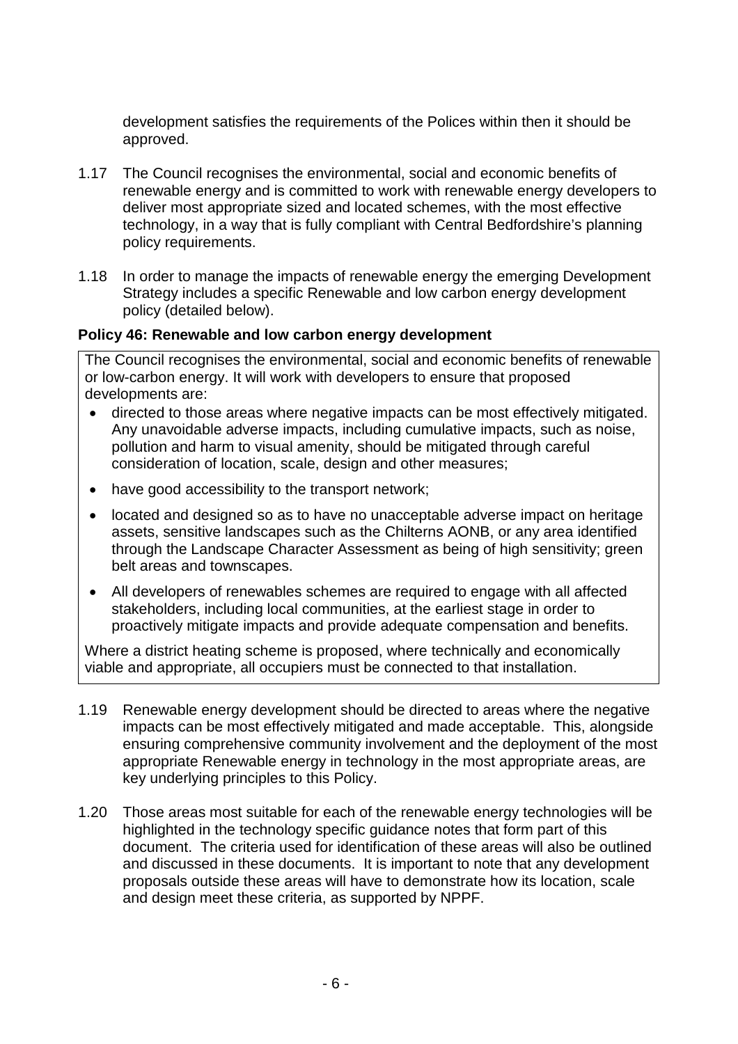development satisfies the requirements of the Polices within then it should be approved.

1.17 The Council recognises the environmental, social and economic benefits of renewable energy and is committed to work with renewable energy developers to deliver most appropriate sized and located schemes, with the most effective technology, in a way that is fully compliant with Central Bedfordshire's planning policy requirements.

1.18 In order to manage the impacts of renewable energy the emerging Development Strategy includes a specific Renewable and low carbon energy development policy (detailed below).

**Policy 46: Renewable and low carbon energy development**

The Council recognises the environmental, social and economic benefits of renewable or low-carbon energy. It will work with developers to ensure that proposed developments are:

- directed to those areas where negative impacts can be most effectively mitigated. Any unavoidable adverse impacts, including cumulative impacts, such as noise, pollution and harm to visual amenity, should be mitigated through careful consideration of location, scale, design and other measures;
- have good accessibility to the transport network;
- located and designed so as to have no unacceptable adverse impact on heritage assets, sensitive landscapes such as the Chilterns AONB, or any area identified through the Landscape Character Assessment as being of high sensitivity; green belt areas and townscapes.
- All developers of renewables schemes are required to engage with all affected stakeholders, including local communities, at the earliest stage in order to proactively mitigate impacts and provide adequate compensation and benefits.

Where a district heating scheme is proposed, where technically and economically viable and appropriate, all occupiers must be connected to that installation.

1.19 Renewable energy development should be directed to areas where the negative impacts can be most effectively mitigated and made acceptable. This, alongside ensuring comprehensive community involvement and the deployment of the most appropriate Renewable energy in technology in the most appropriate areas, are key underlying principles to this Policy.

1.20 Those areas most suitable for each of the renewable energy technologies will be highlighted in the technology specific guidance notes that form part of this document. The criteria used for identification of these areas will also be outlined and discussed in these documents. It is important to note that any development proposals outside these areas will have to demonstrate how its location, scale and design meet these criteria, as supported by NPPF.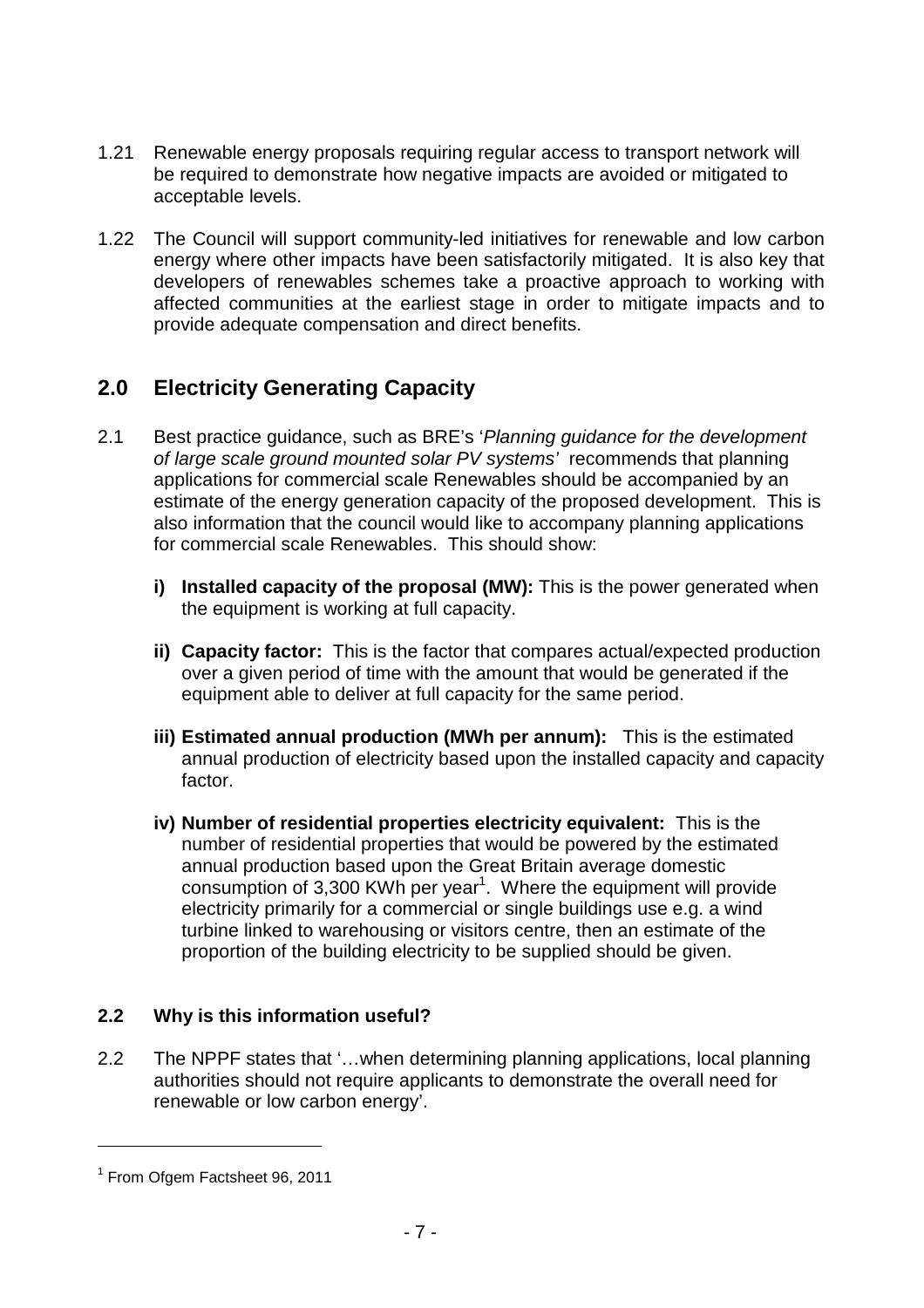1.21 Renewable energy proposals requiring regular access to transport network will be required to demonstrate how negative impacts are avoided or mitigated to acceptable levels.

1.22 The Council will support community-led initiatives for renewable and low carbon energy where other impacts have been satisfactorily mitigated. It is also key that developers of renewables schemes take a proactive approach to working with affected communities at the earliest stage in order to mitigate impacts and to provide adequate compensation and direct benefits.

## 2.0 Electricity Generating Capacity

2.1 Best practice guidance, such as BRE's '*Planning guidance for the development of large scale ground mounted solar PV systems*' recommends that planning applications for commercial scale Renewables should be accompanied by an estimate of the energy generation capacity of the proposed development. This is also information that the council would like to accompany planning applications for commercial scale Renewables. This should show:

- **i) Installed capacity of the proposal (MW):** This is the power generated when the equipment is working at full capacity.

- **ii) Capacity factor:** This is the factor that compares actual/expected production over a given period of time with the amount that would be generated if the equipment able to deliver at full capacity for the same period.

- **iii) Estimated annual production (MWh per annum):** This is the estimated annual production of electricity based upon the installed capacity and capacity factor.

- **iv) Number of residential properties electricity equivalent:** This is the number of residential properties that would be powered by the estimated annual production based upon the Great Britain average domestic consumption of 3,300 KWh per year[1]. Where the equipment will provide electricity primarily for a commercial or single buildings use e.g. a wind turbine linked to warehousing or visitors centre, then an estimate of the proportion of the building electricity to be supplied should be given.

### 2.2 Why is this information useful?

2.2 The NPPF states that '…when determining planning applications, local planning authorities should not require applicants to demonstrate the overall need for renewable or low carbon energy'.

---

[1] From Ofgem Factsheet 96, 2011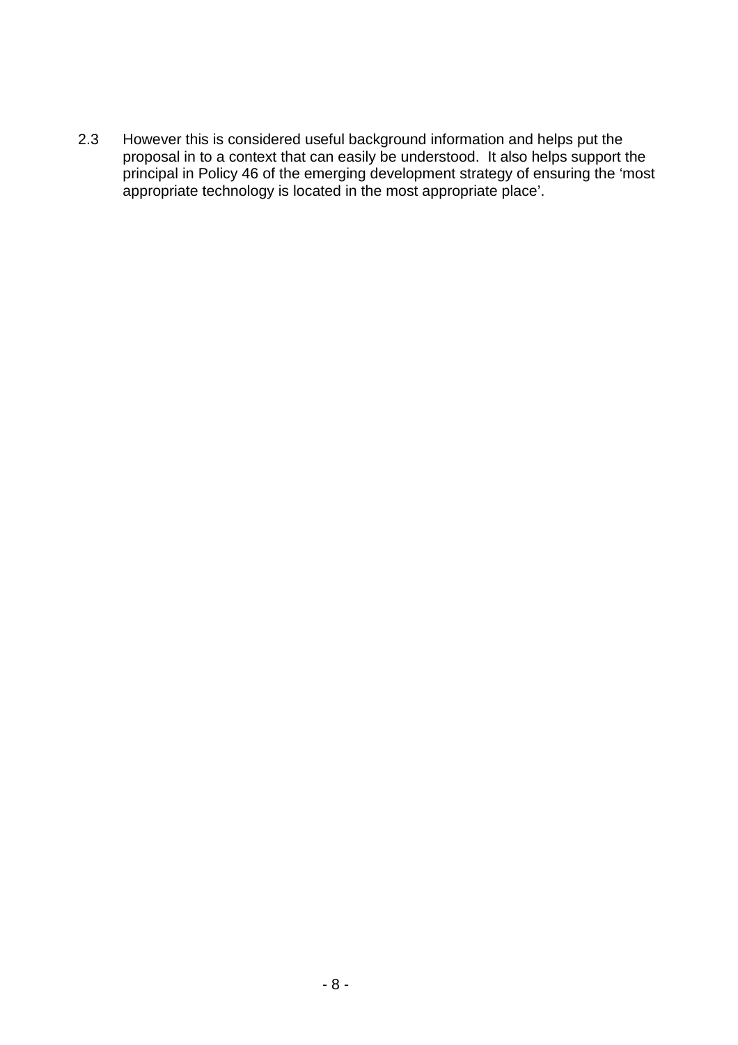2.3 However this is considered useful background information and helps put the proposal in to a context that can easily be understood. It also helps support the principal in Policy 46 of the emerging development strategy of ensuring the 'most appropriate technology is located in the most appropriate place'.